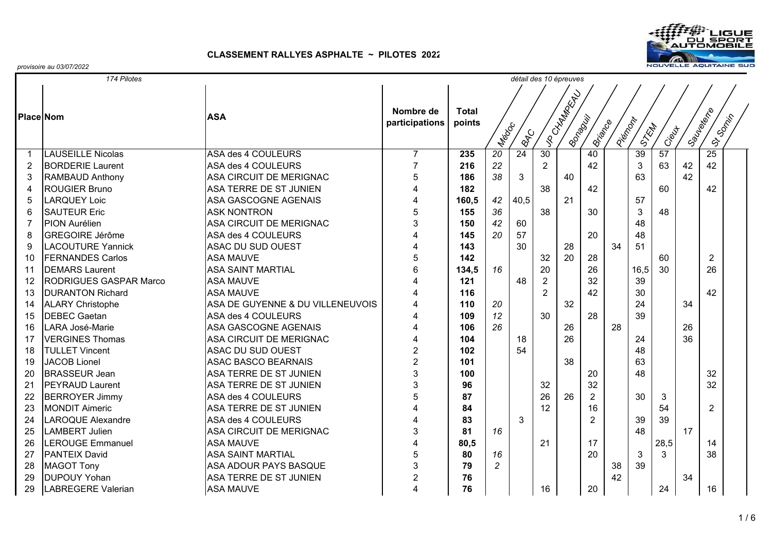**CLASSEMENT RALLYES ASPHALTE ~ PILOTES 2022**

*provisoire au 03/07/2022*

| *174 Pilotes* | | | | | *détail des 10 épreuves* | | | | | | | | | |
|---|---|---|---|---|---|---|---|---|---|---|---|---|---|---|
| **Place** | **Nom** | **ASA** | **Nombre de participations** | **Total points** | *Médoc* | *BAC* | *JP CHAMPEAU* | *Bonaguil* | *Briance* | *Piémont* | *STEM* | *Cieux* | *Sauveterre* | *St Sornin* |
| 1 | LAUSEILLE Nicolas | ASA des 4 COULEURS | 7 | **235** | *20* | 24 | 30 | | 40 | | 39 | 57 | | 25 |
| 2 | BORDERIE Laurent | ASA des 4 COULEURS | 7 | **216** | *22* | | 2 | | 42 | | 3 | 63 | 42 | 42 |
| 3 | RAMBAUD Anthony | ASA CIRCUIT DE MERIGNAC | 5 | **186** | *38* | 3 | | 40 | | | 63 | | 42 | |
| 4 | ROUGIER Bruno | ASA TERRE DE ST JUNIEN | 4 | **182** | | | 38 | | 42 | | | 60 | | 42 |
| 5 | LARQUEY Loic | ASA GASCOGNE AGENAIS | 4 | **160,5** | *42* | 40,5 | | 21 | | | 57 | | | |
| 6 | SAUTEUR Eric | ASK NONTRON | 5 | **155** | *36* | | 38 | | 30 | | 3 | 48 | | |
| 7 | PION Aurélien | ASA CIRCUIT DE MERIGNAC | 3 | **150** | *42* | 60 | | | | | 48 | | | |
| 8 | GREGOIRE Jérôme | ASA des 4 COULEURS | 4 | **145** | *20* | 57 | | | 20 | | 48 | | | |
| 9 | LACOUTURE Yannick | ASAC DU SUD OUEST | 4 | **143** | | 30 | | 28 | | 34 | 51 | | | |
| 10 | FERNANDES Carlos | ASA MAUVE | 5 | **142** | | | 32 | 20 | 28 | | | 60 | | 2 |
| 11 | DEMARS Laurent | ASA SAINT MARTIAL | 6 | **134,5** | *16* | | 20 | | 26 | | 16,5 | 30 | | 26 |
| 12 | RODRIGUES GASPAR Marco | ASA MAUVE | 4 | **121** | | 48 | 2 | | 32 | | 39 | | | |
| 13 | DURANTON Richard | ASA MAUVE | 4 | **116** | | | 2 | | 42 | | 30 | | | 42 |
| 14 | ALARY Christophe | ASA DE GUYENNE & DU VILLENEUVOIS | 4 | **110** | *20* | | | 32 | | | 24 | | 34 | |
| 15 | DEBEC Gaetan | ASA des 4 COULEURS | 4 | **109** | *12* | | 30 | | 28 | | 39 | | | |
| 16 | LARA José-Marie | ASA GASCOGNE AGENAIS | 4 | **106** | *26* | | | 26 | | 28 | | | 26 | |
| 17 | VERGINES Thomas | ASA CIRCUIT DE MERIGNAC | 4 | **104** | | 18 | | 26 | | | 24 | | 36 | |
| 18 | TULLET Vincent | ASAC DU SUD OUEST | 2 | **102** | | 54 | | | | | 48 | | | |
| 19 | JACOB Lionel | ASAC BASCO BEARNAIS | 2 | **101** | | | | 38 | | | 63 | | | |
| 20 | BRASSEUR Jean | ASA TERRE DE ST JUNIEN | 3 | **100** | | | | | 20 | | 48 | | | 32 |
| 21 | PEYRAUD Laurent | ASA TERRE DE ST JUNIEN | 3 | **96** | | | 32 | | 32 | | | | | 32 |
| 22 | BERROYER Jimmy | ASA des 4 COULEURS | 5 | **87** | | | 26 | 26 | 2 | | 30 | 3 | | |
| 23 | MONDIT Aimeric | ASA TERRE DE ST JUNIEN | 4 | **84** | | | 12 | | 16 | | | 54 | | 2 |
| 24 | LAROQUE Alexandre | ASA des 4 COULEURS | 4 | **83** | | 3 | | | 2 | | 39 | 39 | | |
| 25 | LAMBERT Julien | ASA CIRCUIT DE MERIGNAC | 3 | **81** | *16* | | | | | | 48 | | 17 | |
| 26 | LEROUGE Emmanuel | ASA MAUVE | 4 | **80,5** | | | 21 | | 17 | | | 28,5 | | 14 |
| 27 | PANTEIX David | ASA SAINT MARTIAL | 5 | **80** | *16* | | | | 20 | | 3 | 3 | | 38 |
| 28 | MAGOT Tony | ASA ADOUR PAYS BASQUE | 3 | **79** | *2* | | | | | 38 | 39 | | | |
| 29 | DUPOUY Yohan | ASA TERRE DE ST JUNIEN | 2 | **76** | | | | | | 42 | | | 34 | |
| 29 | LABREGERE Valerian | ASA MAUVE | 4 | **76** | | | 16 | | 20 | | | 24 | | 16 |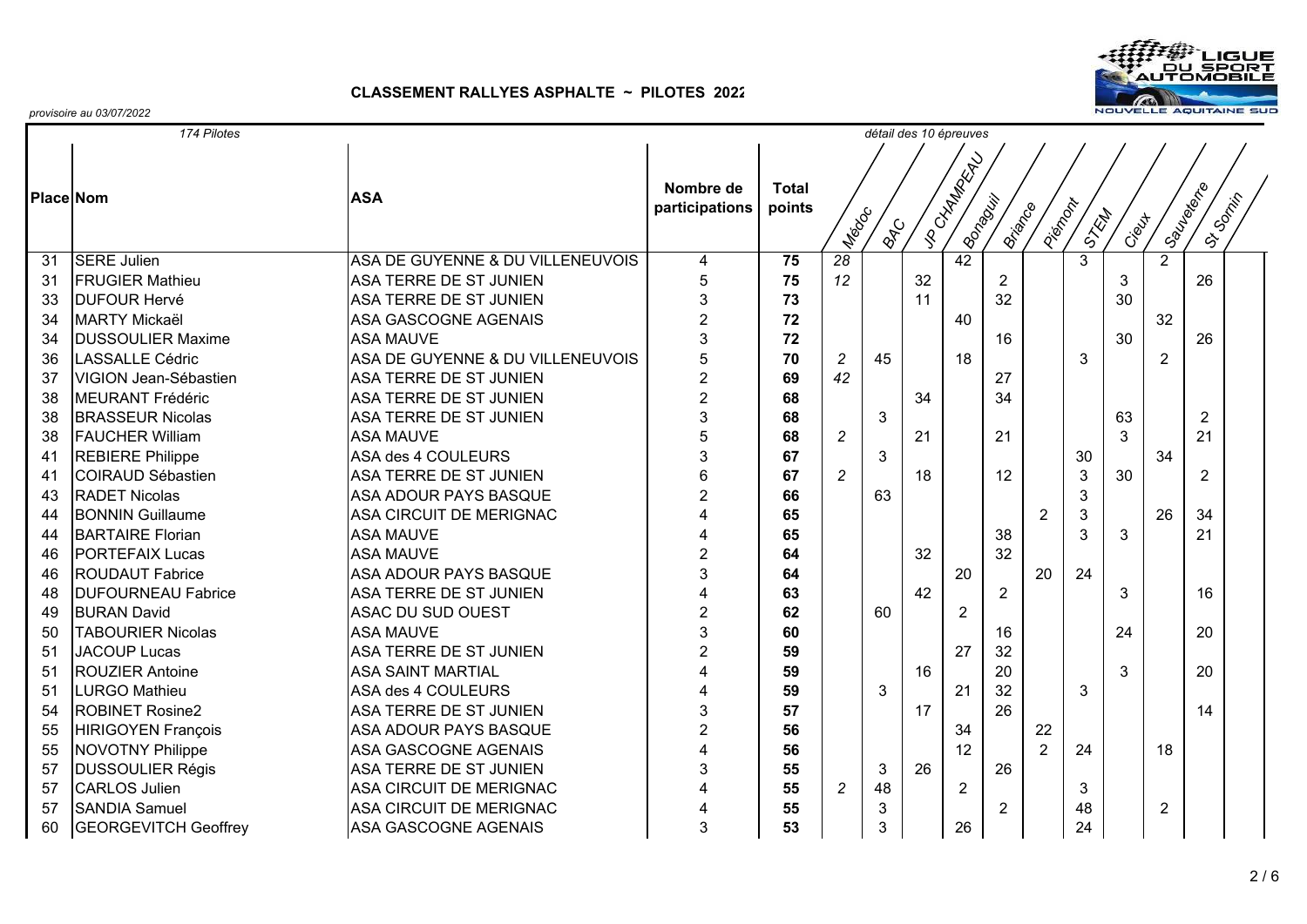**CLASSEMENT RALLYES ASPHALTE ~ PILOTES 2022**

*provisoire au 03/07/2022*

*174 Pilotes* — *détail des 10 épreuves*

| Place | Nom | ASA | Nombre de participations | Total points | Médoc | BAC | JP CHAMPEAU | Bonaguil | Briance | Piémont | STEM | Cieux | Sauveterre | St Sornin |
|---|---|---|---|---|---|---|---|---|---|---|---|---|---|---|
| 31 | SERE Julien | ASA DE GUYENNE & DU VILLENEUVOIS | 4 | **75** | *28* | | | 42 | | | 3 | | 2 | |
| 31 | FRUGIER Mathieu | ASA TERRE DE ST JUNIEN | 5 | **75** | *12* | | 32 | | 2 | | | 3 | | 26 |
| 33 | DUFOUR Hervé | ASA TERRE DE ST JUNIEN | 3 | **73** | | | 11 | | 32 | | | 30 | | |
| 34 | MARTY Mickaël | ASA GASCOGNE AGENAIS | 2 | **72** | | | | 40 | | | | | 32 | |
| 34 | DUSSOULIER Maxime | ASA MAUVE | 3 | **72** | | | | | 16 | | | 30 | | 26 |
| 36 | LASSALLE Cédric | ASA DE GUYENNE & DU VILLENEUVOIS | 5 | **70** | *2* | 45 | | 18 | | | 3 | | 2 | |
| 37 | VIGION Jean-Sébastien | ASA TERRE DE ST JUNIEN | 2 | **69** | *42* | | | | 27 | | | | | |
| 38 | MEURANT Frédéric | ASA TERRE DE ST JUNIEN | 2 | **68** | | | 34 | | 34 | | | | | |
| 38 | BRASSEUR Nicolas | ASA TERRE DE ST JUNIEN | 3 | **68** | | 3 | | | | | | 63 | | 2 |
| 38 | FAUCHER William | ASA MAUVE | 5 | **68** | *2* | | 21 | | 21 | | | 3 | | 21 |
| 41 | REBIERE Philippe | ASA des 4 COULEURS | 3 | **67** | | 3 | | | | | 30 | | 34 | |
| 41 | COIRAUD Sébastien | ASA TERRE DE ST JUNIEN | 6 | **67** | *2* | | 18 | | 12 | | 3 | 30 | | 2 |
| 43 | RADET Nicolas | ASA ADOUR PAYS BASQUE | 2 | **66** | | 63 | | | | | 3 | | | |
| 44 | BONNIN Guillaume | ASA CIRCUIT DE MERIGNAC | 4 | **65** | | | | | | 2 | 3 | | 26 | 34 |
| 44 | BARTAIRE Florian | ASA MAUVE | 4 | **65** | | | | | 38 | | 3 | 3 | | 21 |
| 46 | PORTEFAIX Lucas | ASA MAUVE | 2 | **64** | | | 32 | | 32 | | | | | |
| 46 | ROUDAUT Fabrice | ASA ADOUR PAYS BASQUE | 3 | **64** | | | | 20 | | 20 | 24 | | | |
| 48 | DUFOURNEAU Fabrice | ASA TERRE DE ST JUNIEN | 4 | **63** | | | 42 | | 2 | | | 3 | | 16 |
| 49 | BURAN David | ASAC DU SUD OUEST | 2 | **62** | | 60 | | 2 | | | | | | |
| 50 | TABOURIER Nicolas | ASA MAUVE | 3 | **60** | | | | | 16 | | | 24 | | 20 |
| 51 | JACOUP Lucas | ASA TERRE DE ST JUNIEN | 2 | **59** | | | | 27 | 32 | | | | | |
| 51 | ROUZIER Antoine | ASA SAINT MARTIAL | 4 | **59** | | | 16 | | 20 | | | 3 | | 20 |
| 51 | LURGO Mathieu | ASA des 4 COULEURS | 4 | **59** | | 3 | | 21 | 32 | | 3 | | | |
| 54 | ROBINET Rosine2 | ASA TERRE DE ST JUNIEN | 3 | **57** | | | 17 | | 26 | | | | | 14 |
| 55 | HIRIGOYEN François | ASA ADOUR PAYS BASQUE | 2 | **56** | | | | 34 | | 22 | | | | |
| 55 | NOVOTNY Philippe | ASA GASCOGNE AGENAIS | 4 | **56** | | | | 12 | | 2 | 24 | | 18 | |
| 57 | DUSSOULIER Régis | ASA TERRE DE ST JUNIEN | 3 | **55** | | 3 | 26 | | 26 | | | | | |
| 57 | CARLOS Julien | ASA CIRCUIT DE MERIGNAC | 4 | **55** | *2* | 48 | | 2 | | | 3 | | | |
| 57 | SANDIA Samuel | ASA CIRCUIT DE MERIGNAC | 4 | **55** | | 3 | | | 2 | | 48 | | 2 | |
| 60 | GEORGEVITCH Geoffrey | ASA GASCOGNE AGENAIS | 3 | **53** | | 3 | | 26 | | | 24 | | | |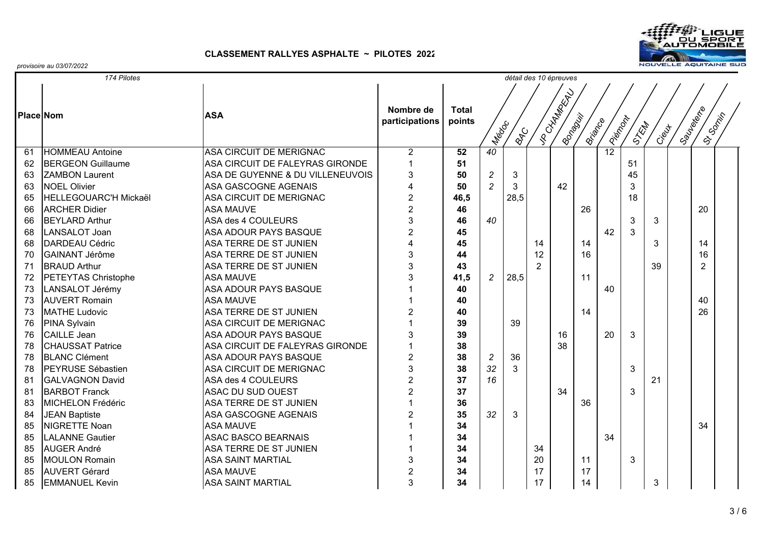**CLASSEMENT RALLYES ASPHALTE ~ PILOTES 2022**

*provisoire au 03/07/2022*

*174 Pilotes* — *détail des 10 épreuves*

| Place | Nom | ASA | Nombre de participations | Total points | Médoc | BAC | JP CHAMPEAU | Bonaguil | Briance | Piémont | STEM | Cieux | Sauveterre | St Sornin |
|---|---|---|---|---|---|---|---|---|---|---|---|---|---|---|
| 61 | HOMMEAU Antoine | ASA CIRCUIT DE MERIGNAC | 2 | **52** | 40 | | | | | 12 | | | | |
| 62 | BERGEON Guillaume | ASA CIRCUIT DE FALEYRAS GIRONDE | 1 | **51** | | | | | | | 51 | | | |
| 63 | ZAMBON Laurent | ASA DE GUYENNE & DU VILLENEUVOIS | 3 | **50** | 2 | 3 | | | | | 45 | | | |
| 63 | NOEL Olivier | ASA GASCOGNE AGENAIS | 4 | **50** | 2 | 3 | | 42 | | | 3 | | | |
| 65 | HELLEGOUARC'H Mickaël | ASA CIRCUIT DE MERIGNAC | 2 | **46,5** | | 28,5 | | | | | 18 | | | |
| 66 | ARCHER Didier | ASA MAUVE | 2 | **46** | | | | | 26 | | | | | 20 |
| 66 | BEYLARD Arthur | ASA des 4 COULEURS | 3 | **46** | 40 | | | | | | 3 | 3 | | |
| 68 | LANSALOT Joan | ASA ADOUR PAYS BASQUE | 2 | **45** | | | | | | 42 | 3 | | | |
| 68 | DARDEAU Cédric | ASA TERRE DE ST JUNIEN | 4 | **45** | | | 14 | | 14 | | | 3 | | 14 |
| 70 | GAINANT Jérôme | ASA TERRE DE ST JUNIEN | 3 | **44** | | | 12 | | 16 | | | | | 16 |
| 71 | BRAUD Arthur | ASA TERRE DE ST JUNIEN | 3 | **43** | | | 2 | | | | | 39 | | 2 |
| 72 | PETEYTAS Christophe | ASA MAUVE | 3 | **41,5** | 2 | 28,5 | | | 11 | | | | | |
| 73 | LANSALOT Jérémy | ASA ADOUR PAYS BASQUE | 1 | **40** | | | | | | 40 | | | | |
| 73 | AUVERT Romain | ASA MAUVE | 1 | **40** | | | | | | | | | | 40 |
| 73 | MATHE Ludovic | ASA TERRE DE ST JUNIEN | 2 | **40** | | | | | 14 | | | | | 26 |
| 76 | PINA Sylvain | ASA CIRCUIT DE MERIGNAC | 1 | **39** | | 39 | | | | | | | | |
| 76 | CAILLE Jean | ASA ADOUR PAYS BASQUE | 3 | **39** | | | | 16 | | 20 | 3 | | | |
| 78 | CHAUSSAT Patrice | ASA CIRCUIT DE FALEYRAS GIRONDE | 1 | **38** | | | | 38 | | | | | | |
| 78 | BLANC Clément | ASA ADOUR PAYS BASQUE | 2 | **38** | 2 | 36 | | | | | | | | |
| 78 | PEYRUSE Sébastien | ASA CIRCUIT DE MERIGNAC | 3 | **38** | 32 | 3 | | | | | 3 | | | |
| 81 | GALVAGNON David | ASA des 4 COULEURS | 2 | **37** | 16 | | | | | | | 21 | | |
| 81 | BARBOT Franck | ASAC DU SUD OUEST | 2 | **37** | | | | 34 | | | 3 | | | |
| 83 | MICHELON Frédéric | ASA TERRE DE ST JUNIEN | 1 | **36** | | | | | 36 | | | | | |
| 84 | JEAN Baptiste | ASA GASCOGNE AGENAIS | 2 | **35** | 32 | 3 | | | | | | | | |
| 85 | NIGRETTE Noan | ASA MAUVE | 1 | **34** | | | | | | | | | | 34 |
| 85 | LALANNE Gautier | ASAC BASCO BEARNAIS | 1 | **34** | | | | | | 34 | | | | |
| 85 | AUGER André | ASA TERRE DE ST JUNIEN | 1 | **34** | | | 34 | | | | | | | |
| 85 | MOULON Romain | ASA SAINT MARTIAL | 3 | **34** | | | 20 | | 11 | | 3 | | | |
| 85 | AUVERT Gérard | ASA MAUVE | 2 | **34** | | | 17 | | 17 | | | | | |
| 85 | EMMANUEL Kevin | ASA SAINT MARTIAL | 3 | **34** | | | 17 | | 14 | | | 3 | | |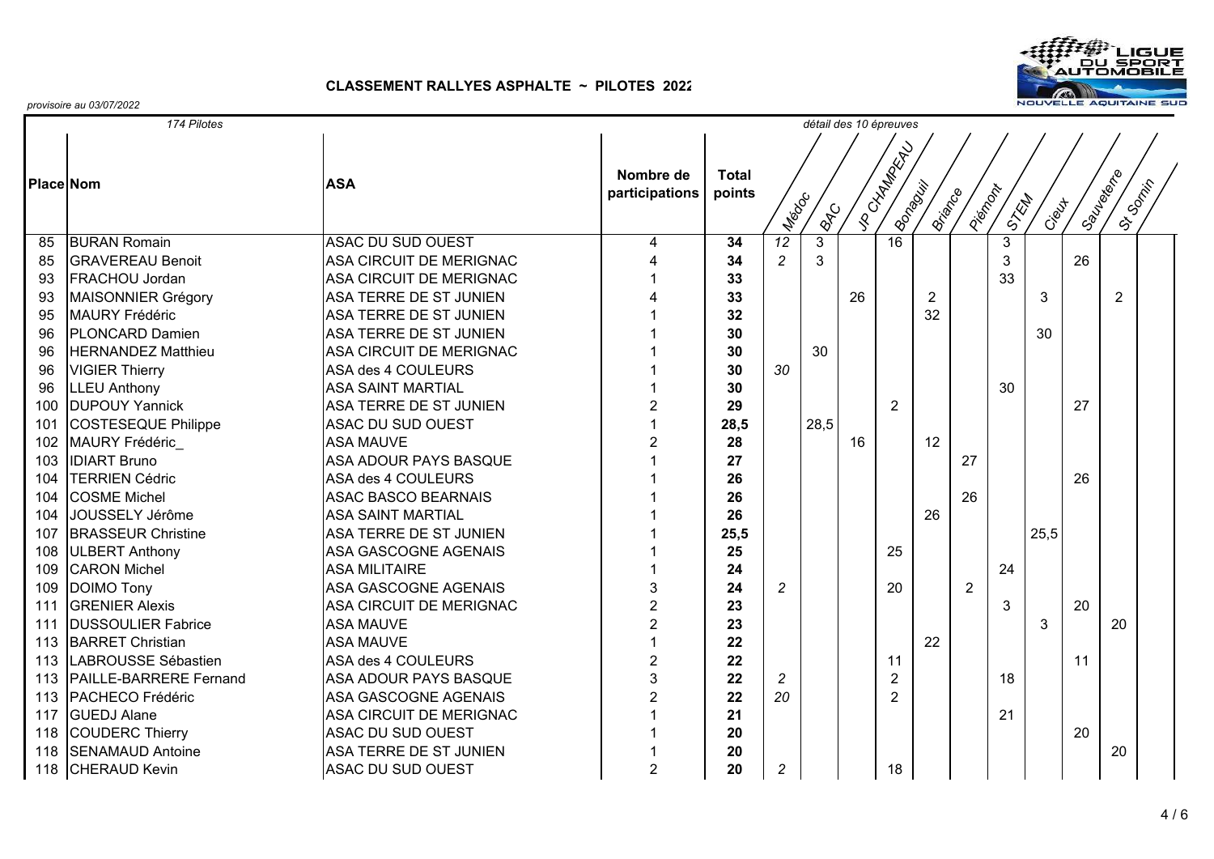**CLASSEMENT RALLYES ASPHALTE ~ PILOTES 2022**

*provisoire au 03/07/2022*

| Place | Nom | ASA | Nombre de participations | Total points | Médoc | BAC | JP CHAMPEAU | Bonaguil | Briance | Piémont | STEM | Cieux | Sauveterre | St Sornin |
|---|---|---|---|---|---|---|---|---|---|---|---|---|---|---|
| *174 Pilotes* | | | | | *détail des 10 épreuves* | | | | | | | | | |
| 85 | BURAN Romain | ASAC DU SUD OUEST | 4 | **34** | *12* | 3 | | 16 | | | 3 | | | |
| 85 | GRAVEREAU Benoit | ASA CIRCUIT DE MERIGNAC | 4 | **34** | *2* | 3 | | | | | 3 | | 26 | |
| 93 | FRACHOU Jordan | ASA CIRCUIT DE MERIGNAC | 1 | **33** | | | | | | | 33 | | | |
| 93 | MAISONNIER Grégory | ASA TERRE DE ST JUNIEN | 4 | **33** | | | 26 | | 2 | | | 3 | | 2 |
| 95 | MAURY Frédéric | ASA TERRE DE ST JUNIEN | 1 | **32** | | | | | 32 | | | | | |
| 96 | PLONCARD Damien | ASA TERRE DE ST JUNIEN | 1 | **30** | | | | | | | | 30 | | |
| 96 | HERNANDEZ Matthieu | ASA CIRCUIT DE MERIGNAC | 1 | **30** | | 30 | | | | | | | | |
| 96 | VIGIER Thierry | ASA des 4 COULEURS | 1 | **30** | *30* | | | | | | | | | |
| 96 | LLEU Anthony | ASA SAINT MARTIAL | 1 | **30** | | | | | | | 30 | | | |
| 100 | DUPOUY Yannick | ASA TERRE DE ST JUNIEN | 2 | **29** | | | | 2 | | | | | 27 | |
| 101 | COSTESEQUE Philippe | ASAC DU SUD OUEST | 1 | **28,5** | | 28,5 | | | | | | | | |
| 102 | MAURY Frédéric_ | ASA MAUVE | 2 | **28** | | | 16 | | 12 | | | | | |
| 103 | IDIART Bruno | ASA ADOUR PAYS BASQUE | 1 | **27** | | | | | | 27 | | | | |
| 104 | TERRIEN Cédric | ASA des 4 COULEURS | 1 | **26** | | | | | | | | | 26 | |
| 104 | COSME Michel | ASAC BASCO BEARNAIS | 1 | **26** | | | | | | 26 | | | | |
| 104 | JOUSSELY Jérôme | ASA SAINT MARTIAL | 1 | **26** | | | | | 26 | | | | | |
| 107 | BRASSEUR Christine | ASA TERRE DE ST JUNIEN | 1 | **25,5** | | | | | | | | 25,5 | | |
| 108 | ULBERT Anthony | ASA GASCOGNE AGENAIS | 1 | **25** | | | | 25 | | | | | | |
| 109 | CARON Michel | ASA MILITAIRE | 1 | **24** | | | | | | | 24 | | | |
| 109 | DOIMO Tony | ASA GASCOGNE AGENAIS | 3 | **24** | *2* | | | 20 | | 2 | | | | |
| 111 | GRENIER Alexis | ASA CIRCUIT DE MERIGNAC | 2 | **23** | | | | | | | 3 | | 20 | |
| 111 | DUSSOULIER Fabrice | ASA MAUVE | 2 | **23** | | | | | | | | 3 | | 20 |
| 113 | BARRET Christian | ASA MAUVE | 1 | **22** | | | | | 22 | | | | | |
| 113 | LABROUSSE Sébastien | ASA des 4 COULEURS | 2 | **22** | | | | 11 | | | | | 11 | |
| 113 | PAILLE-BARRERE Fernand | ASA ADOUR PAYS BASQUE | 3 | **22** | *2* | | | 2 | | | 18 | | | |
| 113 | PACHECO Frédéric | ASA GASCOGNE AGENAIS | 2 | **22** | *20* | | | 2 | | | | | | |
| 117 | GUEDJ Alane | ASA CIRCUIT DE MERIGNAC | 1 | **21** | | | | | | | 21 | | | |
| 118 | COUDERC Thierry | ASAC DU SUD OUEST | 1 | **20** | | | | | | | | | 20 | |
| 118 | SENAMAUD Antoine | ASA TERRE DE ST JUNIEN | 1 | **20** | | | | | | | | | | 20 |
| 118 | CHERAUD Kevin | ASAC DU SUD OUEST | 2 | **20** | *2* | | | 18 | | | | | | |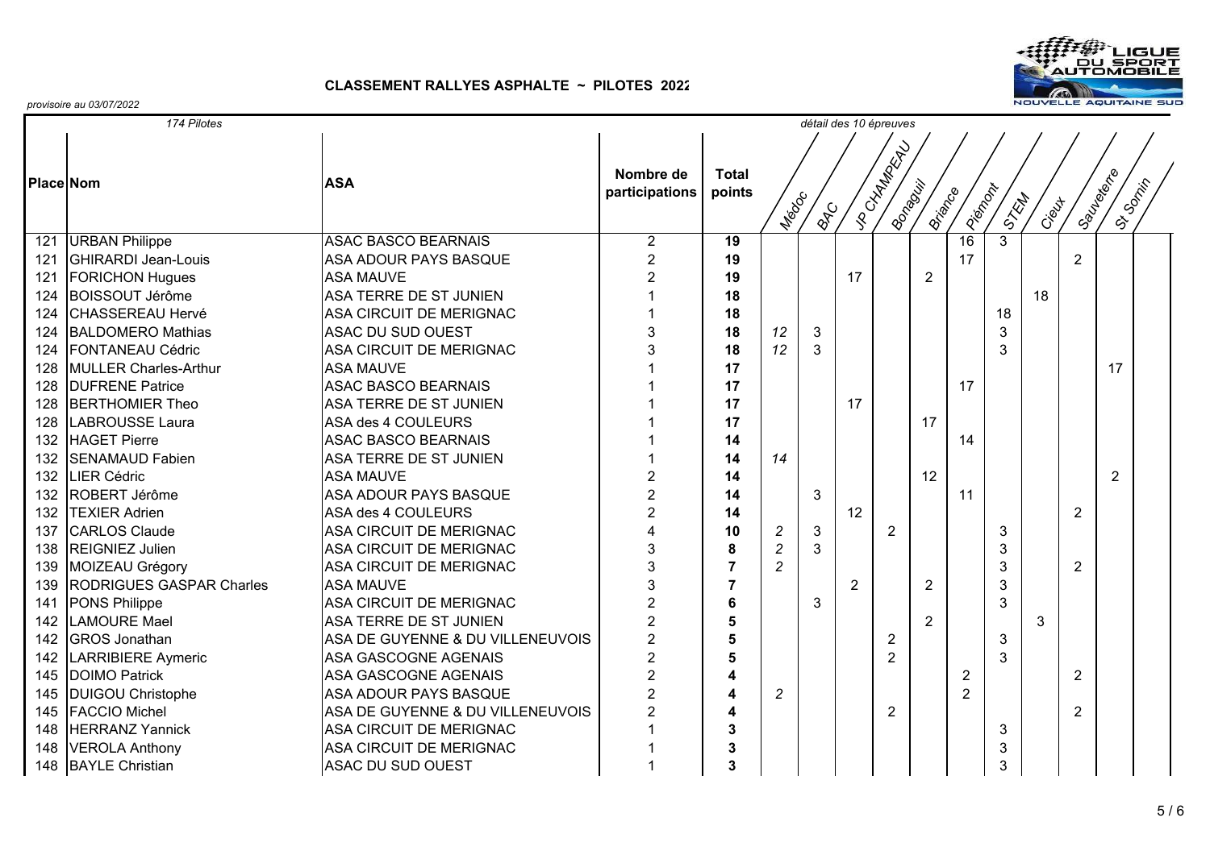**CLASSEMENT RALLYES ASPHALTE ~ PILOTES 2022**

*provisoire au 03/07/2022*

| *174 Pilotes* | | | | | *détail des 10 épreuves* | | | | | | | | | | |
|---|---|---|---|---|---|---|---|---|---|---|---|---|---|---|---|
| **Place** | **Nom** | **ASA** | **Nombre de participations** | **Total points** | Médoc | BAC | JP CHAMPEAU | Bonaguil | Briance | Piémont | STEM | Cieux | Sauveterre | St Sornin | |
| 121 | URBAN Philippe | ASAC BASCO BEARNAIS | 2 | **19** | | | | | | 16 | 3 | | | | |
| 121 | GHIRARDI Jean-Louis | ASA ADOUR PAYS BASQUE | 2 | **19** | | | | | | 17 | | | 2 | | |
| 121 | FORICHON Hugues | ASA MAUVE | 2 | **19** | | | 17 | | 2 | | | | | | |
| 124 | BOISSOUT Jérôme | ASA TERRE DE ST JUNIEN | 1 | **18** | | | | | | | | 18 | | | |
| 124 | CHASSEREAU Hervé | ASA CIRCUIT DE MERIGNAC | 1 | **18** | | | | | | | 18 | | | | |
| 124 | BALDOMERO Mathias | ASAC DU SUD OUEST | 3 | **18** | *12* | 3 | | | | | 3 | | | | |
| 124 | FONTANEAU Cédric | ASA CIRCUIT DE MERIGNAC | 3 | **18** | *12* | 3 | | | | | 3 | | | | |
| 128 | MULLER Charles-Arthur | ASA MAUVE | 1 | **17** | | | | | | | | | | 17 | |
| 128 | DUFRENE Patrice | ASAC BASCO BEARNAIS | 1 | **17** | | | | | | 17 | | | | | |
| 128 | BERTHOMIER Theo | ASA TERRE DE ST JUNIEN | 1 | **17** | | | 17 | | | | | | | | |
| 128 | LABROUSSE Laura | ASA des 4 COULEURS | 1 | **17** | | | | | 17 | | | | | | |
| 132 | HAGET Pierre | ASAC BASCO BEARNAIS | 1 | **14** | | | | | | 14 | | | | | |
| 132 | SENAMAUD Fabien | ASA TERRE DE ST JUNIEN | 1 | **14** | *14* | | | | | | | | | | |
| 132 | LIER Cédric | ASA MAUVE | 2 | **14** | | | | | 12 | | | | | 2 | |
| 132 | ROBERT Jérôme | ASA ADOUR PAYS BASQUE | 2 | **14** | | 3 | | | | 11 | | | | | |
| 132 | TEXIER Adrien | ASA des 4 COULEURS | 2 | **14** | | | 12 | | | | | | 2 | | |
| 137 | CARLOS Claude | ASA CIRCUIT DE MERIGNAC | 4 | **10** | *2* | 3 | | 2 | | | 3 | | | | |
| 138 | REIGNIEZ Julien | ASA CIRCUIT DE MERIGNAC | 3 | **8** | *2* | 3 | | | | | 3 | | | | |
| 139 | MOIZEAU Grégory | ASA CIRCUIT DE MERIGNAC | 3 | **7** | *2* | | | | | | 3 | | 2 | | |
| 139 | RODRIGUES GASPAR Charles | ASA MAUVE | 3 | **7** | | | 2 | | 2 | | 3 | | | | |
| 141 | PONS Philippe | ASA CIRCUIT DE MERIGNAC | 2 | **6** | | 3 | | | | | 3 | | | | |
| 142 | LAMOURE Mael | ASA TERRE DE ST JUNIEN | 2 | **5** | | | | | 2 | | | 3 | | | |
| 142 | GROS Jonathan | ASA DE GUYENNE & DU VILLENEUVOIS | 2 | **5** | | | | 2 | | | 3 | | | | |
| 142 | LARRIBIERE Aymeric | ASA GASCOGNE AGENAIS | 2 | **5** | | | | 2 | | | 3 | | | | |
| 145 | DOIMO Patrick | ASA GASCOGNE AGENAIS | 2 | **4** | | | | | | 2 | | | 2 | | |
| 145 | DUIGOU Christophe | ASA ADOUR PAYS BASQUE | 2 | **4** | *2* | | | | | 2 | | | | | |
| 145 | FACCIO Michel | ASA DE GUYENNE & DU VILLENEUVOIS | 2 | **4** | | | | 2 | | | | | 2 | | |
| 148 | HERRANZ Yannick | ASA CIRCUIT DE MERIGNAC | 1 | **3** | | | | | | | 3 | | | | |
| 148 | VEROLA Anthony | ASA CIRCUIT DE MERIGNAC | 1 | **3** | | | | | | | 3 | | | | |
| 148 | BAYLE Christian | ASAC DU SUD OUEST | 1 | **3** | | | | | | | 3 | | | | |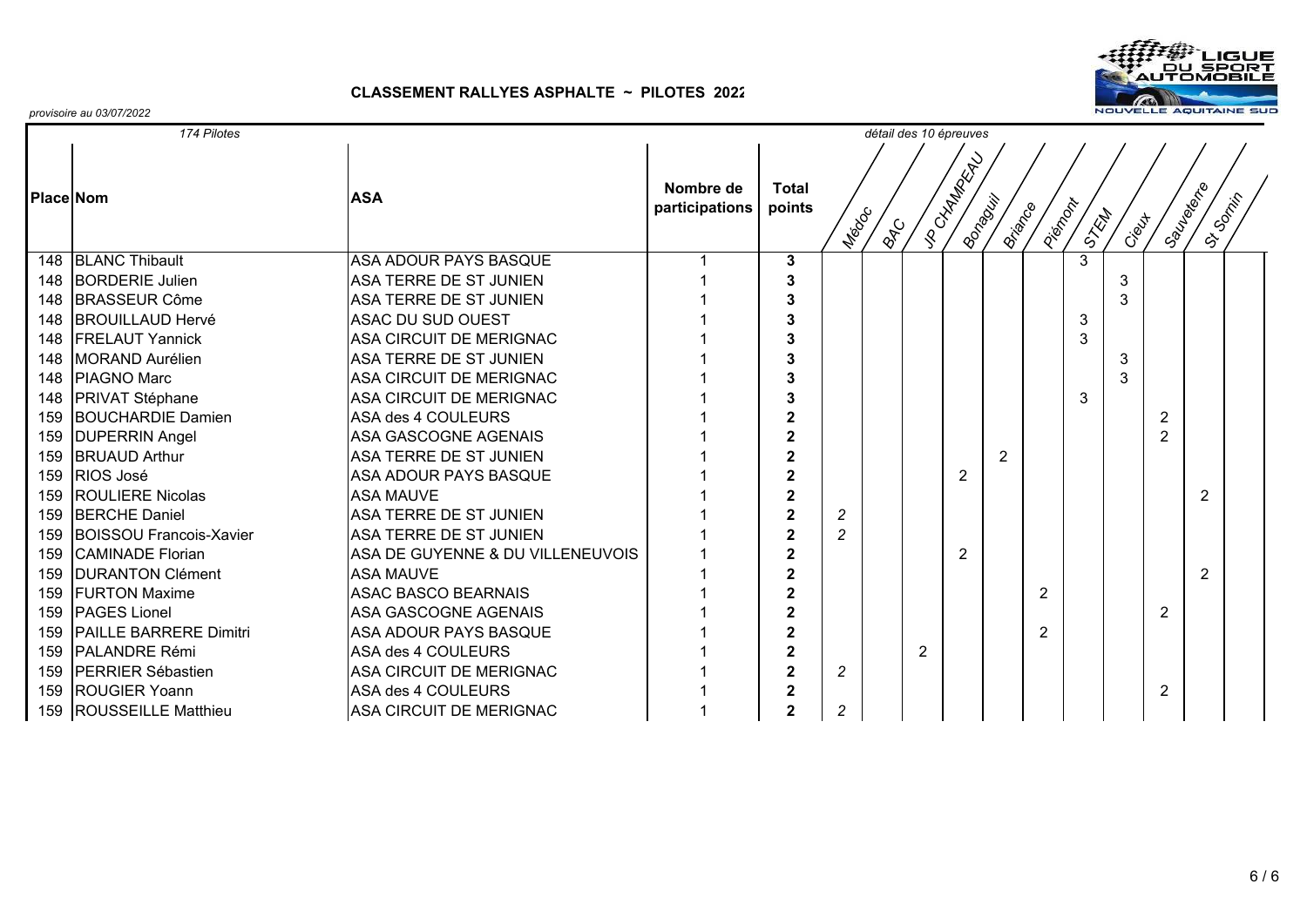**CLASSEMENT RALLYES ASPHALTE ~ PILOTES 2022**

*provisoire au 03/07/2022*

*174 Pilotes* — *détail des 10 épreuves*

| Place | Nom | ASA | Nombre de participations | Total points | Médoc | BAC | JP CHAMPEAU | Bonaguil | Briance | Piémont | STEM | Cieux | Sauveterre | St Sornin |
|---|---|---|---|---|---|---|---|---|---|---|---|---|---|---|
| 148 | BLANC Thibault | ASA ADOUR PAYS BASQUE | 1 | **3** | | | | | | | 3 | | | |
| 148 | BORDERIE Julien | ASA TERRE DE ST JUNIEN | 1 | **3** | | | | | | | | 3 | | |
| 148 | BRASSEUR Côme | ASA TERRE DE ST JUNIEN | 1 | **3** | | | | | | | | 3 | | |
| 148 | BROUILLAUD Hervé | ASAC DU SUD OUEST | 1 | **3** | | | | | | | 3 | | | |
| 148 | FRELAUT Yannick | ASA CIRCUIT DE MERIGNAC | 1 | **3** | | | | | | | 3 | | | |
| 148 | MORAND Aurélien | ASA TERRE DE ST JUNIEN | 1 | **3** | | | | | | | | 3 | | |
| 148 | PIAGNO Marc | ASA CIRCUIT DE MERIGNAC | 1 | **3** | | | | | | | | 3 | | |
| 148 | PRIVAT Stéphane | ASA CIRCUIT DE MERIGNAC | 1 | **3** | | | | | | | 3 | | | |
| 159 | BOUCHARDIE Damien | ASA des 4 COULEURS | 1 | **2** | | | | | | | | | 2 | |
| 159 | DUPERRIN Angel | ASA GASCOGNE AGENAIS | 1 | **2** | | | | | | | | | 2 | |
| 159 | BRUAUD Arthur | ASA TERRE DE ST JUNIEN | 1 | **2** | | | | | 2 | | | | | |
| 159 | RIOS José | ASA ADOUR PAYS BASQUE | 1 | **2** | | | | 2 | | | | | | |
| 159 | ROULIERE Nicolas | ASA MAUVE | 1 | **2** | | | | | | | | | | 2 |
| 159 | BERCHE Daniel | ASA TERRE DE ST JUNIEN | 1 | **2** | *2* | | | | | | | | | |
| 159 | BOISSOU Francois-Xavier | ASA TERRE DE ST JUNIEN | 1 | **2** | *2* | | | | | | | | | |
| 159 | CAMINADE Florian | ASA DE GUYENNE & DU VILLENEUVOIS | 1 | **2** | | | | 2 | | | | | | |
| 159 | DURANTON Clément | ASA MAUVE | 1 | **2** | | | | | | | | | | 2 |
| 159 | FURTON Maxime | ASAC BASCO BEARNAIS | 1 | **2** | | | | | | 2 | | | | |
| 159 | PAGES Lionel | ASA GASCOGNE AGENAIS | 1 | **2** | | | | | | | | | 2 | |
| 159 | PAILLE BARRERE Dimitri | ASA ADOUR PAYS BASQUE | 1 | **2** | | | | | | 2 | | | | |
| 159 | PALANDRE Rémi | ASA des 4 COULEURS | 1 | **2** | | | 2 | | | | | | | |
| 159 | PERRIER Sébastien | ASA CIRCUIT DE MERIGNAC | 1 | **2** | *2* | | | | | | | | | |
| 159 | ROUGIER Yoann | ASA des 4 COULEURS | 1 | **2** | | | | | | | | | 2 | |
| 159 | ROUSSEILLE Matthieu | ASA CIRCUIT DE MERIGNAC | 1 | **2** | *2* | | | | | | | | | |